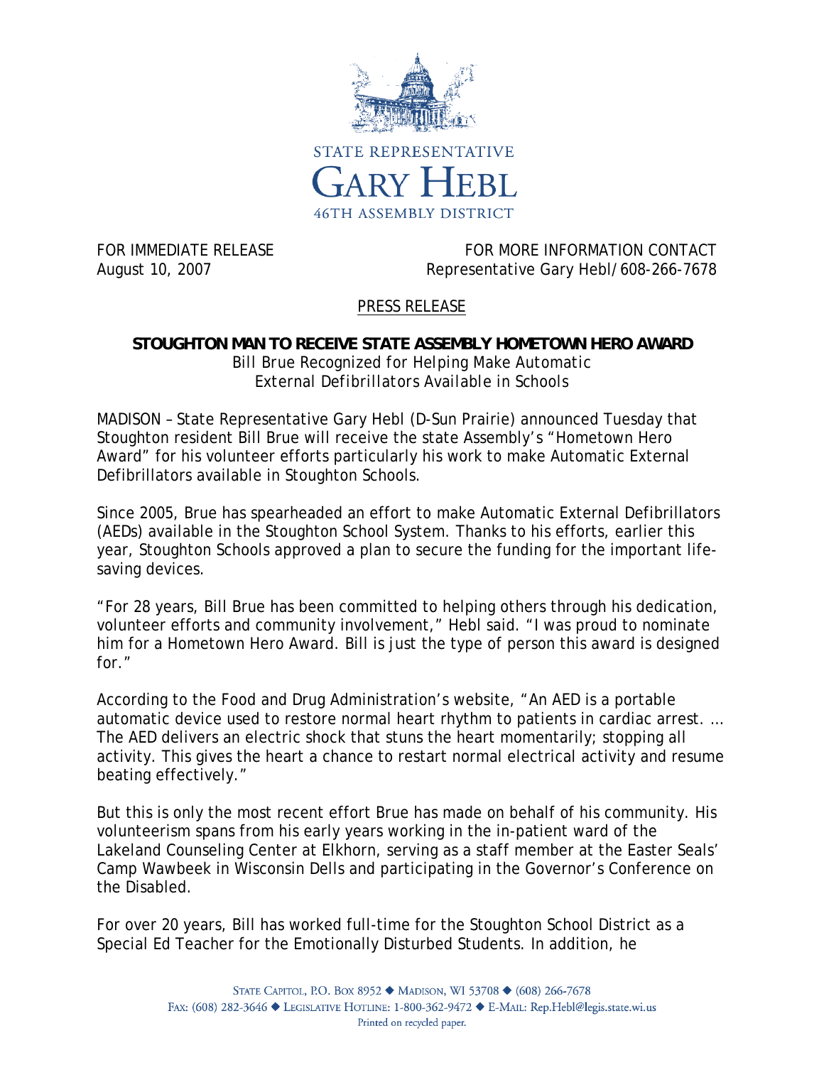STATE REPRESENTATIVE
GARY HEBL
46TH ASSEMBLY DISTRICT

FOR IMMEDIATE RELEASE
August 10, 2007

FOR MORE INFORMATION CONTACT
Representative Gary Hebl/608-266-7678

PRESS RELEASE

**STOUGHTON MAN TO RECEIVE STATE ASSEMBLY HOMETOWN HERO AWARD**

Bill Brue Recognized for Helping Make Automatic External Defibrillators Available in Schools

MADISON – State Representative Gary Hebl (D-Sun Prairie) announced Tuesday that Stoughton resident Bill Brue will receive the state Assembly's "Hometown Hero Award" for his volunteer efforts particularly his work to make Automatic External Defibrillators available in Stoughton Schools.

Since 2005, Brue has spearheaded an effort to make Automatic External Defibrillators (AEDs) available in the Stoughton School System. Thanks to his efforts, earlier this year, Stoughton Schools approved a plan to secure the funding for the important life-saving devices.

"For 28 years, Bill Brue has been committed to helping others through his dedication, volunteer efforts and community involvement," Hebl said. "I was proud to nominate him for a Hometown Hero Award. Bill is just the type of person this award is designed for."

According to the Food and Drug Administration's website, "An AED is a portable automatic device used to restore normal heart rhythm to patients in cardiac arrest. … The AED delivers an electric shock that stuns the heart momentarily; stopping all activity. This gives the heart a chance to restart normal electrical activity and resume beating effectively."

But this is only the most recent effort Brue has made on behalf of his community. His volunteerism spans from his early years working in the in-patient ward of the Lakeland Counseling Center at Elkhorn, serving as a staff member at the Easter Seals' Camp Wawbeek in Wisconsin Dells and participating in the Governor's Conference on the Disabled.

For over 20 years, Bill has worked full-time for the Stoughton School District as a Special Ed Teacher for the Emotionally Disturbed Students. In addition, he

STATE CAPITOL, P.O. BOX 8952 ◆ MADISON, WI 53708 ◆ (608) 266-7678
FAX: (608) 282-3646 ◆ LEGISLATIVE HOTLINE: 1-800-362-9472 ◆ E-MAIL: Rep.Hebl@legis.state.wi.us
Printed on recycled paper.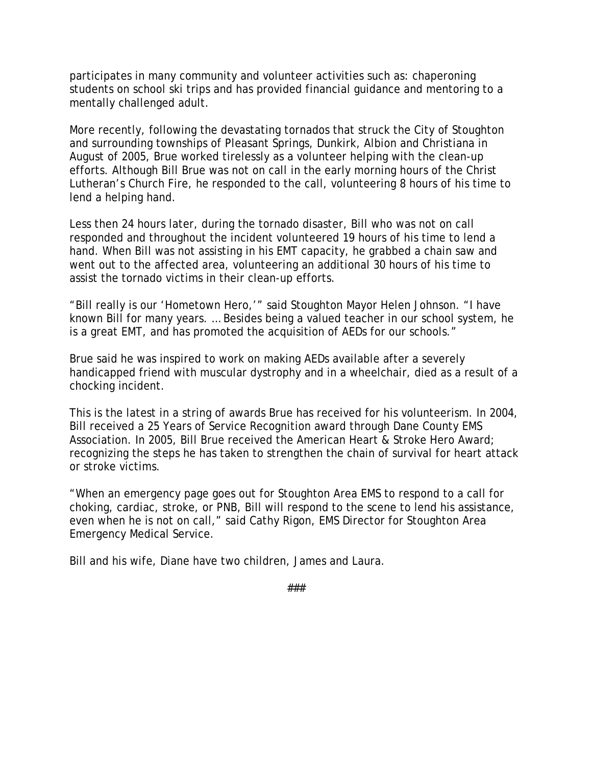participates in many community and volunteer activities such as: chaperoning students on school ski trips and has provided financial guidance and mentoring to a mentally challenged adult.

More recently, following the devastating tornados that struck the City of Stoughton and surrounding townships of Pleasant Springs, Dunkirk, Albion and Christiana in August of 2005, Brue worked tirelessly as a volunteer helping with the clean-up efforts. Although Bill Brue was not on call in the early morning hours of the Christ Lutheran's Church Fire, he responded to the call, volunteering 8 hours of his time to lend a helping hand.

Less then 24 hours later, during the tornado disaster, Bill who was not on call responded and throughout the incident volunteered 19 hours of his time to lend a hand. When Bill was not assisting in his EMT capacity, he grabbed a chain saw and went out to the affected area, volunteering an additional 30 hours of his time to assist the tornado victims in their clean-up efforts.

"Bill really is our 'Hometown Hero,'" said Stoughton Mayor Helen Johnson. "I have known Bill for many years. … Besides being a valued teacher in our school system, he is a great EMT, and has promoted the acquisition of AEDs for our schools."

Brue said he was inspired to work on making AEDs available after a severely handicapped friend with muscular dystrophy and in a wheelchair, died as a result of a chocking incident.

This is the latest in a string of awards Brue has received for his volunteerism. In 2004, Bill received a 25 Years of Service Recognition award through Dane County EMS Association. In 2005, Bill Brue received the American Heart & Stroke Hero Award; recognizing the steps he has taken to strengthen the chain of survival for heart attack or stroke victims.

"When an emergency page goes out for Stoughton Area EMS to respond to a call for choking, cardiac, stroke, or PNB, Bill will respond to the scene to lend his assistance, even when he is not on call," said Cathy Rigon, EMS Director for Stoughton Area Emergency Medical Service.

Bill and his wife, Diane have two children, James and Laura.

###